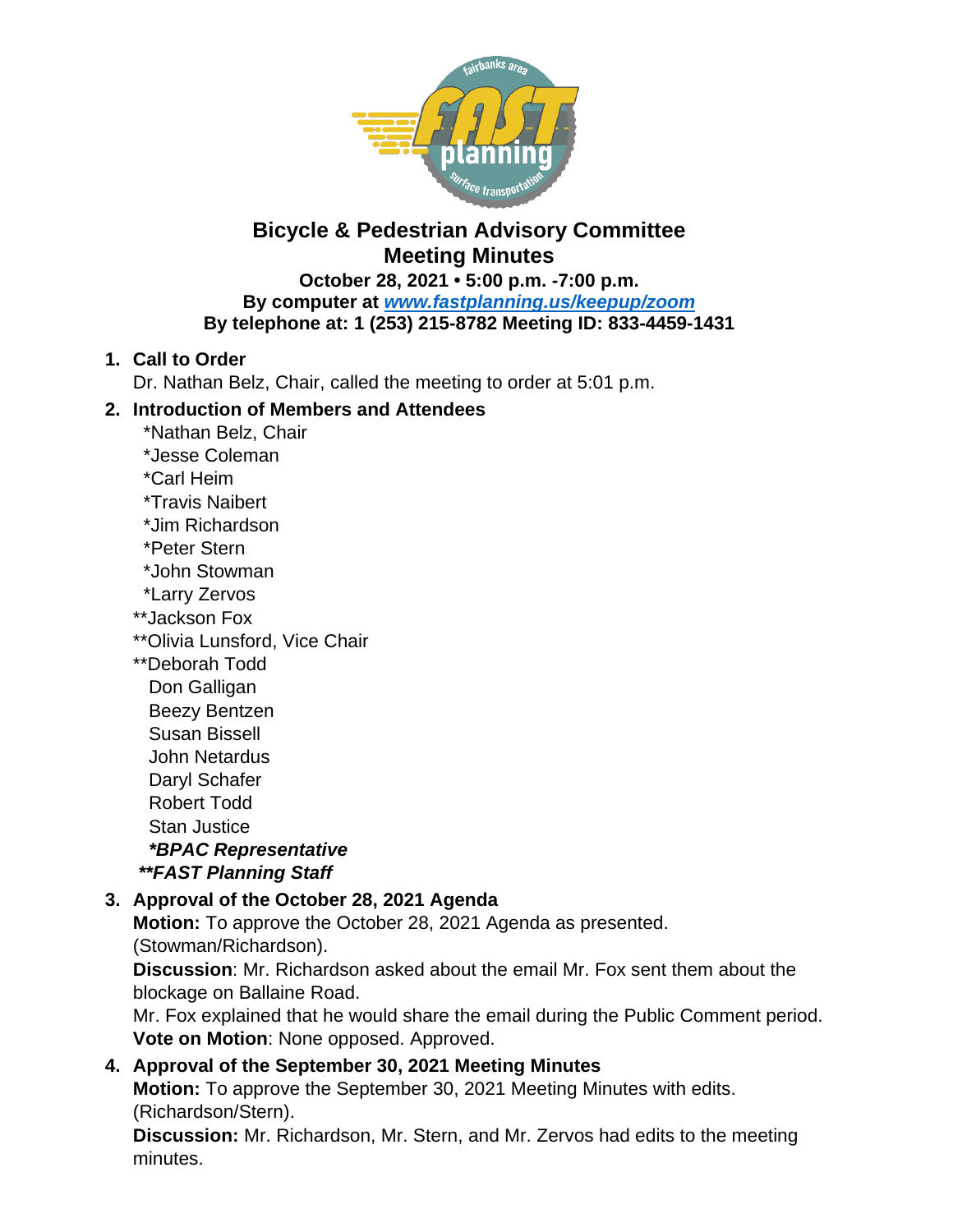# Bicycle & Pedestrian Advisory Committee
# Meeting Minutes

**October 28, 2021 • 5:00 p.m. -7:00 p.m.**
**By computer at *[www.fastplanning.us/keepup/zoom](http://www.fastplanning.us/keepup/zoom)***
**By telephone at: 1 (253) 215-8782 Meeting ID: 833-4459-1431**

1. **Call to Order**
   Dr. Nathan Belz, Chair, called the meeting to order at 5:01 p.m.

2. **Introduction of Members and Attendees**
   *Nathan Belz, Chair
   *Jesse Coleman
   *Carl Heim
   *Travis Naibert
   *Jim Richardson
   *Peter Stern
   *John Stowman
   *Larry Zervos
   **Jackson Fox
   **Olivia Lunsford, Vice Chair
   **Deborah Todd
   Don Galligan
   Beezy Bentzen
   Susan Bissell
   John Netardus
   Daryl Schafer
   Robert Todd
   Stan Justice
   ***\*BPAC Representative***
   ***\*\*FAST Planning Staff***

3. **Approval of the October 28, 2021 Agenda**
   **Motion:** To approve the October 28, 2021 Agenda as presented. (Stowman/Richardson).
   **Discussion**: Mr. Richardson asked about the email Mr. Fox sent them about the blockage on Ballaine Road.
   Mr. Fox explained that he would share the email during the Public Comment period.
   **Vote on Motion**: None opposed. Approved.

4. **Approval of the September 30, 2021 Meeting Minutes**
   **Motion:** To approve the September 30, 2021 Meeting Minutes with edits. (Richardson/Stern).
   **Discussion:** Mr. Richardson, Mr. Stern, and Mr. Zervos had edits to the meeting minutes.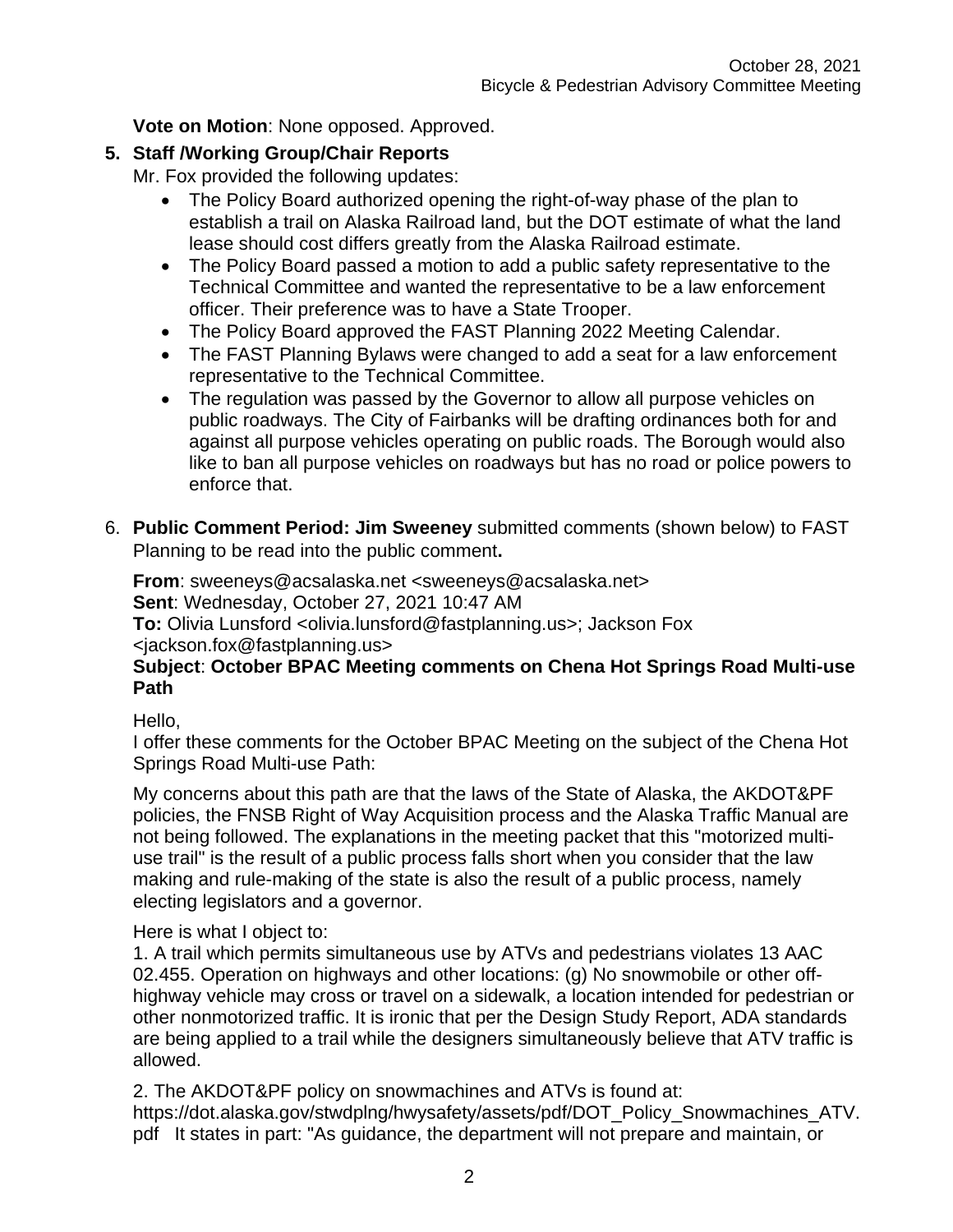**Vote on Motion**: None opposed. Approved.

5. **Staff /Working Group/Chair Reports**

   Mr. Fox provided the following updates:

   - The Policy Board authorized opening the right-of-way phase of the plan to establish a trail on Alaska Railroad land, but the DOT estimate of what the land lease should cost differs greatly from the Alaska Railroad estimate.
   - The Policy Board passed a motion to add a public safety representative to the Technical Committee and wanted the representative to be a law enforcement officer. Their preference was to have a State Trooper.
   - The Policy Board approved the FAST Planning 2022 Meeting Calendar.
   - The FAST Planning Bylaws were changed to add a seat for a law enforcement representative to the Technical Committee.
   - The regulation was passed by the Governor to allow all purpose vehicles on public roadways. The City of Fairbanks will be drafting ordinances both for and against all purpose vehicles operating on public roads. The Borough would also like to ban all purpose vehicles on roadways but has no road or police powers to enforce that.

6. **Public Comment Period: Jim Sweeney** submitted comments (shown below) to FAST Planning to be read into the public comment**.**

   **From**: sweeneys@acsalaska.net <sweeneys@acsalaska.net>
   **Sent**: Wednesday, October 27, 2021 10:47 AM
   **To:** Olivia Lunsford <olivia.lunsford@fastplanning.us>; Jackson Fox <jackson.fox@fastplanning.us>
   **Subject**: **October BPAC Meeting comments on Chena Hot Springs Road Multi-use Path**

   Hello,
   I offer these comments for the October BPAC Meeting on the subject of the Chena Hot Springs Road Multi-use Path:

   My concerns about this path are that the laws of the State of Alaska, the AKDOT&PF policies, the FNSB Right of Way Acquisition process and the Alaska Traffic Manual are not being followed. The explanations in the meeting packet that this "motorized multi-use trail" is the result of a public process falls short when you consider that the law making and rule-making of the state is also the result of a public process, namely electing legislators and a governor.

   Here is what I object to:
   1. A trail which permits simultaneous use by ATVs and pedestrians violates 13 AAC 02.455. Operation on highways and other locations: (g) No snowmobile or other off-highway vehicle may cross or travel on a sidewalk, a location intended for pedestrian or other nonmotorized traffic. It is ironic that per the Design Study Report, ADA standards are being applied to a trail while the designers simultaneously believe that ATV traffic is allowed.

   2. The AKDOT&PF policy on snowmachines and ATVs is found at: https://dot.alaska.gov/stwdplng/hwysafety/assets/pdf/DOT_Policy_Snowmachines_ATV.pdf It states in part: "As guidance, the department will not prepare and maintain, or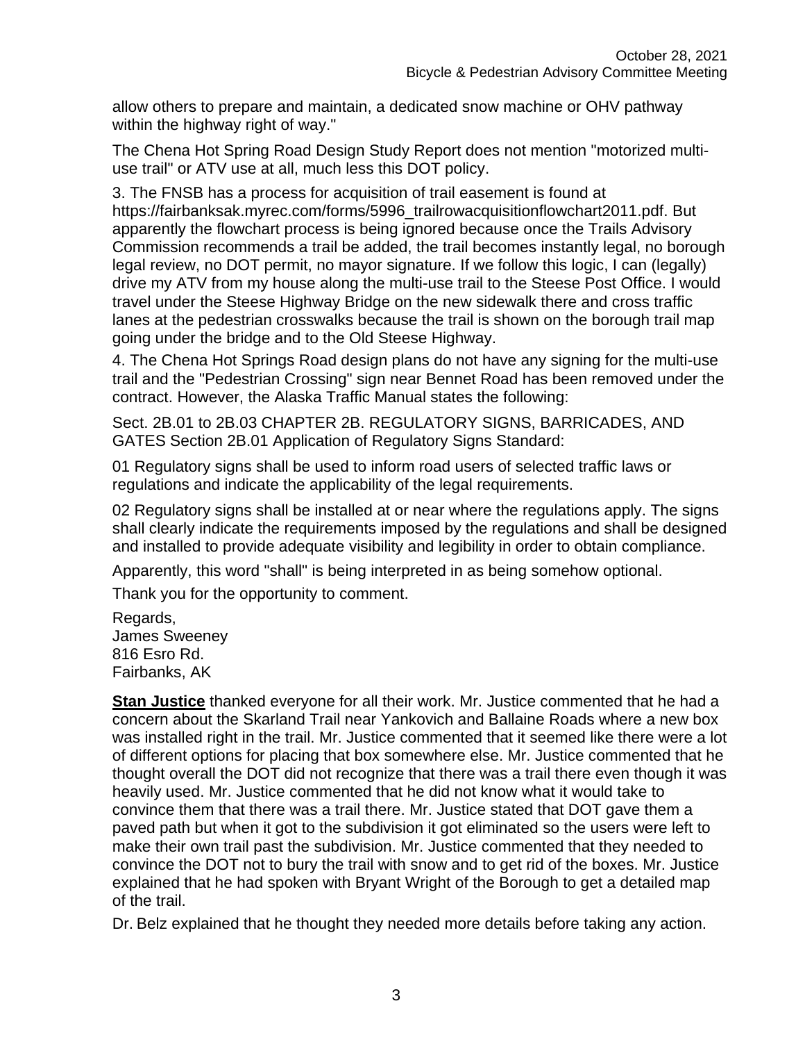allow others to prepare and maintain, a dedicated snow machine or OHV pathway within the highway right of way."

The Chena Hot Spring Road Design Study Report does not mention "motorized multi-use trail" or ATV use at all, much less this DOT policy.

3. The FNSB has a process for acquisition of trail easement is found at https://fairbanksak.myrec.com/forms/5996_trailrowacquisitionflowchart2011.pdf. But apparently the flowchart process is being ignored because once the Trails Advisory Commission recommends a trail be added, the trail becomes instantly legal, no borough legal review, no DOT permit, no mayor signature. If we follow this logic, I can (legally) drive my ATV from my house along the multi-use trail to the Steese Post Office. I would travel under the Steese Highway Bridge on the new sidewalk there and cross traffic lanes at the pedestrian crosswalks because the trail is shown on the borough trail map going under the bridge and to the Old Steese Highway.

4. The Chena Hot Springs Road design plans do not have any signing for the multi-use trail and the "Pedestrian Crossing" sign near Bennet Road has been removed under the contract. However, the Alaska Traffic Manual states the following:

Sect. 2B.01 to 2B.03 CHAPTER 2B. REGULATORY SIGNS, BARRICADES, AND GATES Section 2B.01 Application of Regulatory Signs Standard:

01 Regulatory signs shall be used to inform road users of selected traffic laws or regulations and indicate the applicability of the legal requirements.

02 Regulatory signs shall be installed at or near where the regulations apply. The signs shall clearly indicate the requirements imposed by the regulations and shall be designed and installed to provide adequate visibility and legibility in order to obtain compliance.

Apparently, this word "shall" is being interpreted in as being somehow optional.

Thank you for the opportunity to comment.

Regards,
James Sweeney
816 Esro Rd.
Fairbanks, AK

**Stan Justice** thanked everyone for all their work. Mr. Justice commented that he had a concern about the Skarland Trail near Yankovich and Ballaine Roads where a new box was installed right in the trail. Mr. Justice commented that it seemed like there were a lot of different options for placing that box somewhere else. Mr. Justice commented that he thought overall the DOT did not recognize that there was a trail there even though it was heavily used. Mr. Justice commented that he did not know what it would take to convince them that there was a trail there. Mr. Justice stated that DOT gave them a paved path but when it got to the subdivision it got eliminated so the users were left to make their own trail past the subdivision. Mr. Justice commented that they needed to convince the DOT not to bury the trail with snow and to get rid of the boxes. Mr. Justice explained that he had spoken with Bryant Wright of the Borough to get a detailed map of the trail.

Dr. Belz explained that he thought they needed more details before taking any action.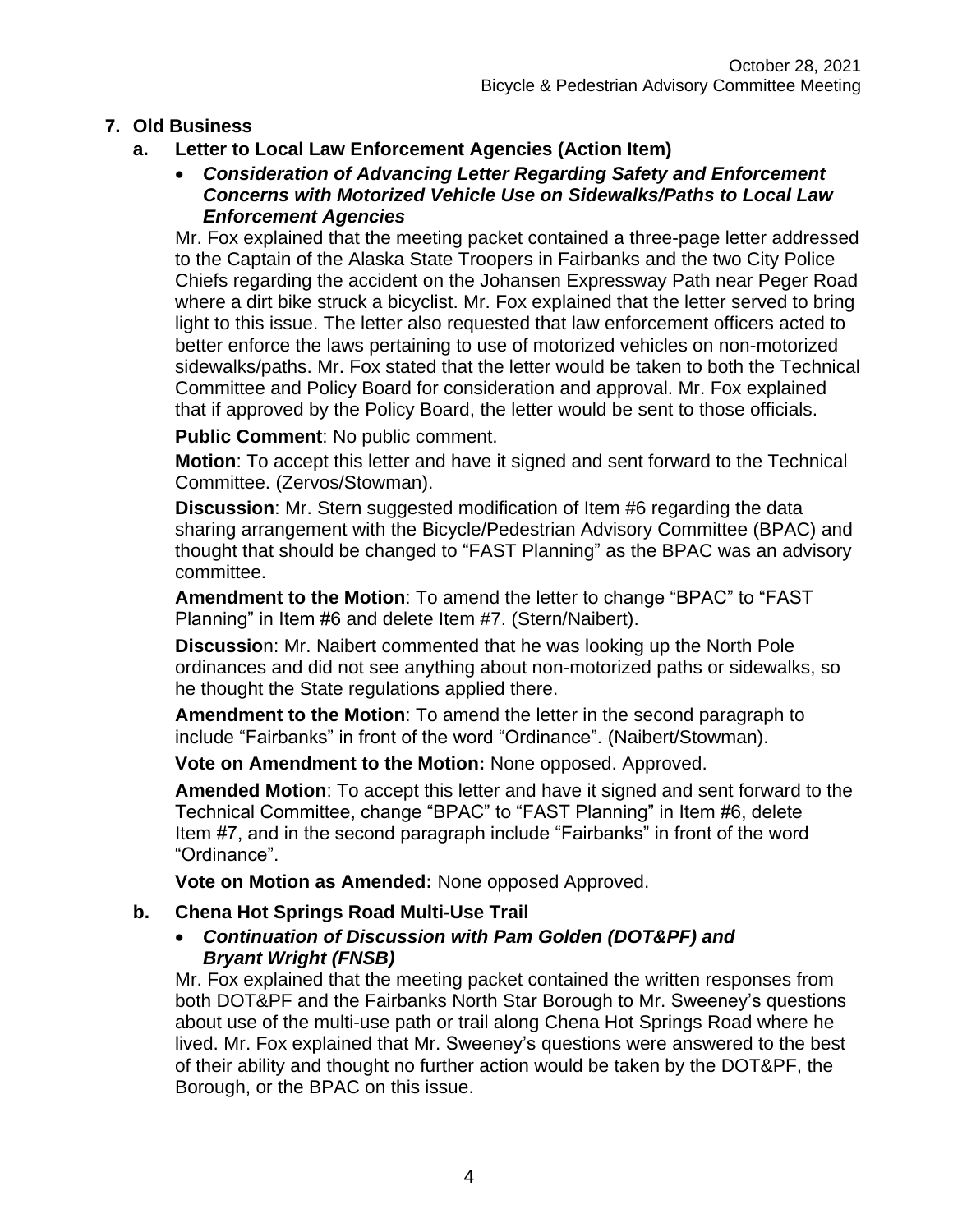## 7. Old Business

### a. Letter to Local Law Enforcement Agencies (Action Item)

- ***Consideration of Advancing Letter Regarding Safety and Enforcement Concerns with Motorized Vehicle Use on Sidewalks/Paths to Local Law Enforcement Agencies***

Mr. Fox explained that the meeting packet contained a three-page letter addressed to the Captain of the Alaska State Troopers in Fairbanks and the two City Police Chiefs regarding the accident on the Johansen Expressway Path near Peger Road where a dirt bike struck a bicyclist. Mr. Fox explained that the letter served to bring light to this issue. The letter also requested that law enforcement officers acted to better enforce the laws pertaining to use of motorized vehicles on non-motorized sidewalks/paths. Mr. Fox stated that the letter would be taken to both the Technical Committee and Policy Board for consideration and approval. Mr. Fox explained that if approved by the Policy Board, the letter would be sent to those officials.

**Public Comment**: No public comment.

**Motion**: To accept this letter and have it signed and sent forward to the Technical Committee. (Zervos/Stowman).

**Discussion**: Mr. Stern suggested modification of Item #6 regarding the data sharing arrangement with the Bicycle/Pedestrian Advisory Committee (BPAC) and thought that should be changed to "FAST Planning" as the BPAC was an advisory committee.

**Amendment to the Motion**: To amend the letter to change "BPAC" to "FAST Planning" in Item #6 and delete Item #7. (Stern/Naibert).

**Discussio**n: Mr. Naibert commented that he was looking up the North Pole ordinances and did not see anything about non-motorized paths or sidewalks, so he thought the State regulations applied there.

**Amendment to the Motion**: To amend the letter in the second paragraph to include "Fairbanks" in front of the word "Ordinance". (Naibert/Stowman).

**Vote on Amendment to the Motion:** None opposed. Approved.

**Amended Motion**: To accept this letter and have it signed and sent forward to the Technical Committee, change "BPAC" to "FAST Planning" in Item #6, delete Item #7, and in the second paragraph include "Fairbanks" in front of the word "Ordinance".

**Vote on Motion as Amended:** None opposed Approved.

### b. Chena Hot Springs Road Multi-Use Trail

- ***Continuation of Discussion with Pam Golden (DOT&PF) and Bryant Wright (FNSB)***

Mr. Fox explained that the meeting packet contained the written responses from both DOT&PF and the Fairbanks North Star Borough to Mr. Sweeney's questions about use of the multi-use path or trail along Chena Hot Springs Road where he lived. Mr. Fox explained that Mr. Sweeney's questions were answered to the best of their ability and thought no further action would be taken by the DOT&PF, the Borough, or the BPAC on this issue.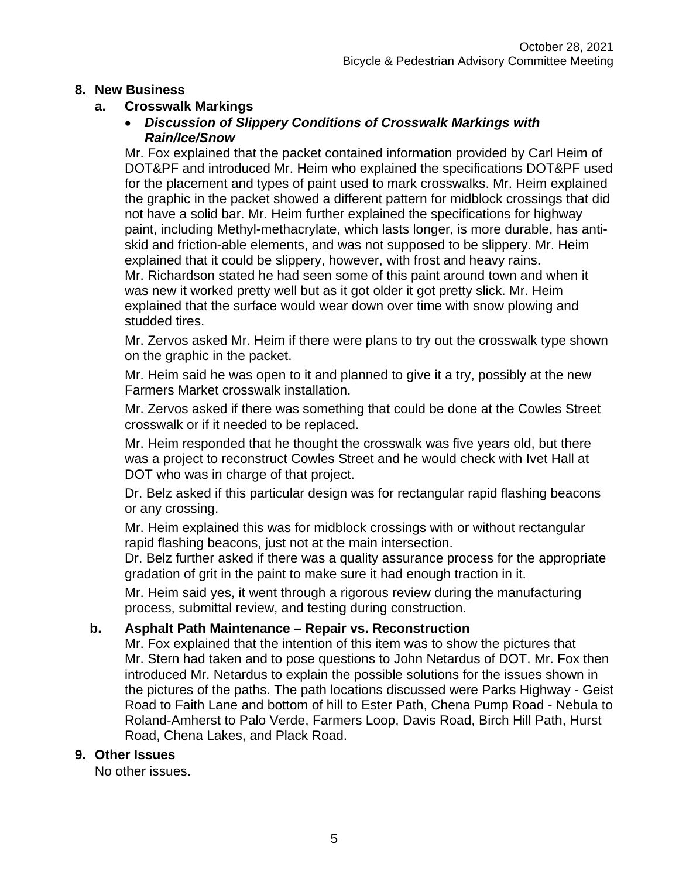## 8. New Business

### a. Crosswalk Markings

- ***Discussion of Slippery Conditions of Crosswalk Markings with Rain/Ice/Snow***

Mr. Fox explained that the packet contained information provided by Carl Heim of DOT&PF and introduced Mr. Heim who explained the specifications DOT&PF used for the placement and types of paint used to mark crosswalks. Mr. Heim explained the graphic in the packet showed a different pattern for midblock crossings that did not have a solid bar. Mr. Heim further explained the specifications for highway paint, including Methyl-methacrylate, which lasts longer, is more durable, has anti-skid and friction-able elements, and was not supposed to be slippery. Mr. Heim explained that it could be slippery, however, with frost and heavy rains.
Mr. Richardson stated he had seen some of this paint around town and when it was new it worked pretty well but as it got older it got pretty slick. Mr. Heim explained that the surface would wear down over time with snow plowing and studded tires.

Mr. Zervos asked Mr. Heim if there were plans to try out the crosswalk type shown on the graphic in the packet.

Mr. Heim said he was open to it and planned to give it a try, possibly at the new Farmers Market crosswalk installation.

Mr. Zervos asked if there was something that could be done at the Cowles Street crosswalk or if it needed to be replaced.

Mr. Heim responded that he thought the crosswalk was five years old, but there was a project to reconstruct Cowles Street and he would check with Ivet Hall at DOT who was in charge of that project.

Dr. Belz asked if this particular design was for rectangular rapid flashing beacons or any crossing.

Mr. Heim explained this was for midblock crossings with or without rectangular rapid flashing beacons, just not at the main intersection.
Dr. Belz further asked if there was a quality assurance process for the appropriate gradation of grit in the paint to make sure it had enough traction in it.

Mr. Heim said yes, it went through a rigorous review during the manufacturing process, submittal review, and testing during construction.

### b. Asphalt Path Maintenance – Repair vs. Reconstruction

Mr. Fox explained that the intention of this item was to show the pictures that Mr. Stern had taken and to pose questions to John Netardus of DOT. Mr. Fox then introduced Mr. Netardus to explain the possible solutions for the issues shown in the pictures of the paths. The path locations discussed were Parks Highway - Geist Road to Faith Lane and bottom of hill to Ester Path, Chena Pump Road - Nebula to Roland-Amherst to Palo Verde, Farmers Loop, Davis Road, Birch Hill Path, Hurst Road, Chena Lakes, and Plack Road.

## 9. Other Issues

No other issues.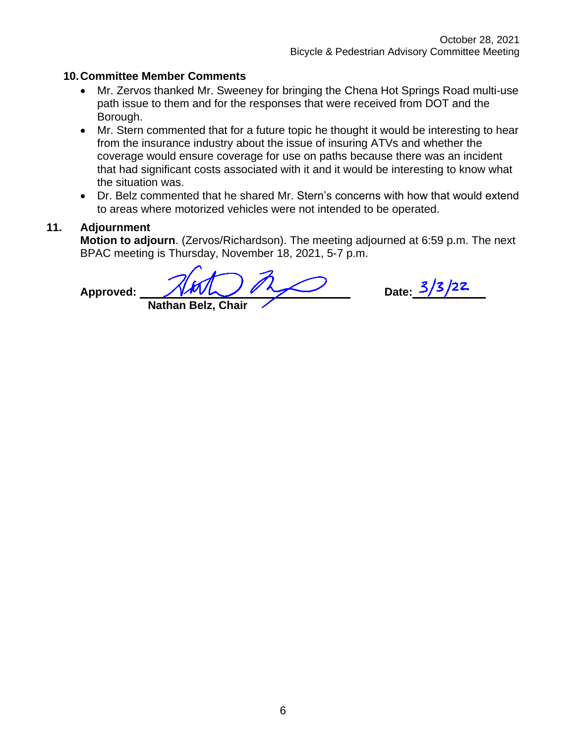## 10. Committee Member Comments

- Mr. Zervos thanked Mr. Sweeney for bringing the Chena Hot Springs Road multi-use path issue to them and for the responses that were received from DOT and the Borough.
- Mr. Stern commented that for a future topic he thought it would be interesting to hear from the insurance industry about the issue of insuring ATVs and whether the coverage would ensure coverage for use on paths because there was an incident that had significant costs associated with it and it would be interesting to know what the situation was.
- Dr. Belz commented that he shared Mr. Stern's concerns with how that would extend to areas where motorized vehicles were not intended to be operated.

## 11. Adjournment

**Motion to adjourn**. (Zervos/Richardson). The meeting adjourned at 6:59 p.m. The next BPAC meeting is Thursday, November 18, 2021, 5-7 p.m.

**Approved:** ______________________ **Date:** 3/3/22
**Nathan Belz, Chair**